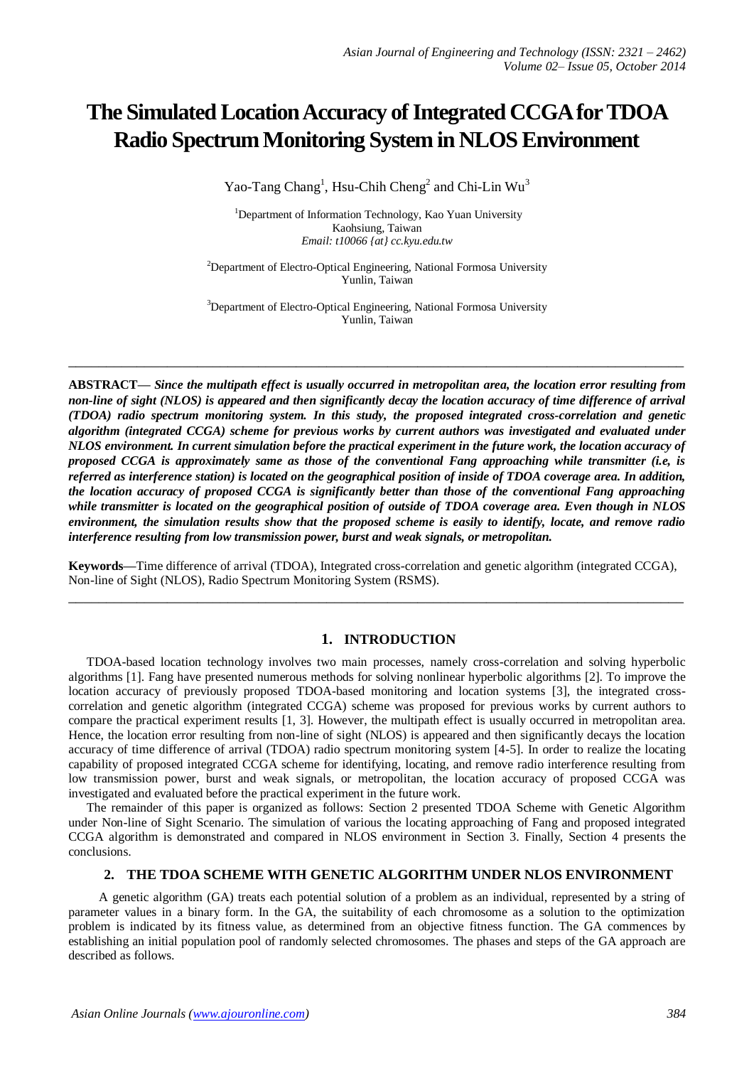# The Simulated Location Accuracy of Integrated CCGA for TDOA Radio Spectrum Monitoring System in NLOS Environment

Yao-Tang Chang[1], Hsu-Chih Cheng[2] and Chi-Lin Wu[3]

[1]Department of Information Technology, Kao Yuan University
Kaohsiung, Taiwan
*Email: t10066 {at} cc.kyu.edu.tw*

[2]Department of Electro-Optical Engineering, National Formosa University
Yunlin, Taiwan

[3]Department of Electro-Optical Engineering, National Formosa University
Yunlin, Taiwan

---

**ABSTRACT—** ***Since the multipath effect is usually occurred in metropolitan area, the location error resulting from non-line of sight (NLOS) is appeared and then significantly decay the location accuracy of time difference of arrival (TDOA) radio spectrum monitoring system. In this study, the proposed integrated cross-correlation and genetic algorithm (integrated CCGA) scheme for previous works by current authors was investigated and evaluated under NLOS environment. In current simulation before the practical experiment in the future work, the location accuracy of proposed CCGA is approximately same as those of the conventional Fang approaching while transmitter (i.e, is referred as interference station) is located on the geographical position of inside of TDOA coverage area. In addition, the location accuracy of proposed CCGA is significantly better than those of the conventional Fang approaching while transmitter is located on the geographical position of outside of TDOA coverage area. Even though in NLOS environment, the simulation results show that the proposed scheme is easily to identify, locate, and remove radio interference resulting from low transmission power, burst and weak signals, or metropolitan.***

**Keywords—**Time difference of arrival (TDOA), Integrated cross-correlation and genetic algorithm (integrated CCGA), Non-line of Sight (NLOS), Radio Spectrum Monitoring System (RSMS).

---

## 1. INTRODUCTION

TDOA-based location technology involves two main processes, namely cross-correlation and solving hyperbolic algorithms [1]. Fang have presented numerous methods for solving nonlinear hyperbolic algorithms [2]. To improve the location accuracy of previously proposed TDOA-based monitoring and location systems [3], the integrated cross-correlation and genetic algorithm (integrated CCGA) scheme was proposed for previous works by current authors to compare the practical experiment results [1, 3]. However, the multipath effect is usually occurred in metropolitan area. Hence, the location error resulting from non-line of sight (NLOS) is appeared and then significantly decays the location accuracy of time difference of arrival (TDOA) radio spectrum monitoring system [4-5]. In order to realize the locating capability of proposed integrated CCGA scheme for identifying, locating, and remove radio interference resulting from low transmission power, burst and weak signals, or metropolitan, the location accuracy of proposed CCGA was investigated and evaluated before the practical experiment in the future work.

The remainder of this paper is organized as follows: Section 2 presented TDOA Scheme with Genetic Algorithm under Non-line of Sight Scenario. The simulation of various the locating approaching of Fang and proposed integrated CCGA algorithm is demonstrated and compared in NLOS environment in Section 3. Finally, Section 4 presents the conclusions.

## 2. THE TDOA SCHEME WITH GENETIC ALGORITHM UNDER NLOS ENVIRONMENT

A genetic algorithm (GA) treats each potential solution of a problem as an individual, represented by a string of parameter values in a binary form. In the GA, the suitability of each chromosome as a solution to the optimization problem is indicated by its fitness value, as determined from an objective fitness function. The GA commences by establishing an initial population pool of randomly selected chromosomes. The phases and steps of the GA approach are described as follows.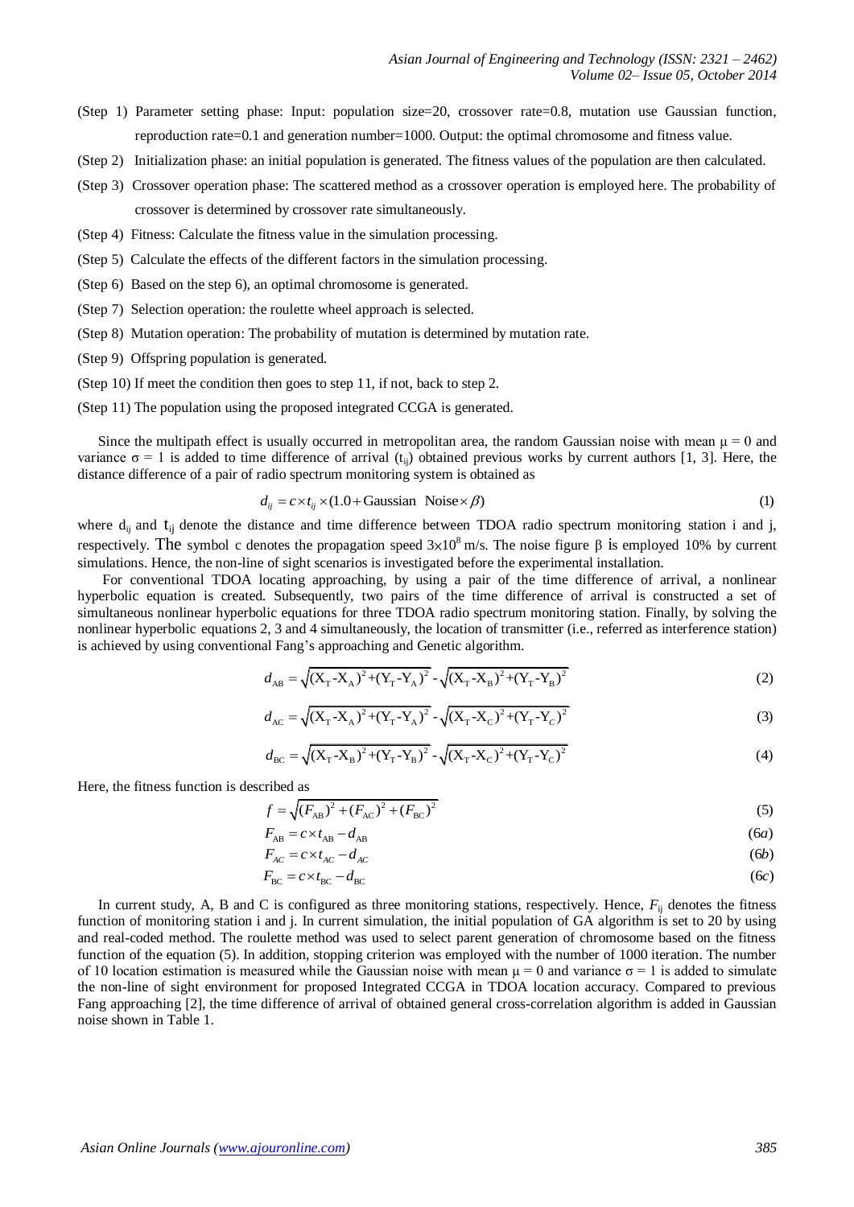(Step 1) Parameter setting phase: Input: population size=20, crossover rate=0.8, mutation use Gaussian function, reproduction rate=0.1 and generation number=1000. Output: the optimal chromosome and fitness value.

(Step 2) Initialization phase: an initial population is generated. The fitness values of the population are then calculated.

(Step 3) Crossover operation phase: The scattered method as a crossover operation is employed here. The probability of crossover is determined by crossover rate simultaneously.

(Step 4) Fitness: Calculate the fitness value in the simulation processing.

(Step 5) Calculate the effects of the different factors in the simulation processing.

(Step 6) Based on the step 6), an optimal chromosome is generated.

(Step 7) Selection operation: the roulette wheel approach is selected.

(Step 8) Mutation operation: The probability of mutation is determined by mutation rate.

(Step 9) Offspring population is generated.

(Step 10) If meet the condition then goes to step 11, if not, back to step 2.

(Step 11) The population using the proposed integrated CCGA is generated.

Since the multipath effect is usually occurred in metropolitan area, the random Gaussian noise with mean $\mu = 0$ and variance $\sigma = 1$ is added to time difference of arrival ($t_{ij}$) obtained previous works by current authors [1, 3]. Here, the distance difference of a pair of radio spectrum monitoring system is obtained as

$$d_{ij} = c \times t_{ij} \times (1.0 + \text{Gaussian Noise} \times \beta) \tag{1}$$

where $d_{ij}$ and $t_{ij}$ denote the distance and time difference between TDOA radio spectrum monitoring station i and j, respectively. The symbol c denotes the propagation speed $3\text{x}10^8$ m/s. The noise figure $\beta$ is employed 10% by current simulations. Hence, the non-line of sight scenarios is investigated before the experimental installation.

For conventional TDOA locating approaching, by using a pair of the time difference of arrival, a nonlinear hyperbolic equation is created. Subsequently, two pairs of the time difference of arrival is constructed a set of simultaneous nonlinear hyperbolic equations for three TDOA radio spectrum monitoring station. Finally, by solving the nonlinear hyperbolic equations 2, 3 and 4 simultaneously, the location of transmitter (i.e., referred as interference station) is achieved by using conventional Fang's approaching and Genetic algorithm.

$$d_{AB} = \sqrt{(X_T\text{-}X_A)^2 + (Y_T\text{-}Y_A)^2} - \sqrt{(X_T\text{-}X_B)^2 + (Y_T\text{-}Y_B)^2} \tag{2}$$

$$d_{AC} = \sqrt{(X_T\text{-}X_A)^2 + (Y_T\text{-}Y_A)^2} - \sqrt{(X_T\text{-}X_C)^2 + (Y_T\text{-}Y_C)^2} \tag{3}$$

$$d_{BC} = \sqrt{(X_T\text{-}X_B)^2 + (Y_T\text{-}Y_B)^2} - \sqrt{(X_T\text{-}X_C)^2 + (Y_T\text{-}Y_C)^2} \tag{4}$$

Here, the fitness function is described as

$$f = \sqrt{(F_{AB})^2 + (F_{AC})^2 + (F_{BC})^2} \tag{5}$$

$$F_{AB} = c \times t_{AB} - d_{AB} \tag{6a}$$

$$F_{AC} = c \times t_{AC} - d_{AC} \tag{6b}$$

$$F_{BC} = c \times t_{BC} - d_{BC} \tag{6c}$$

In current study, A, B and C is configured as three monitoring stations, respectively. Hence, $F_{ij}$ denotes the fitness function of monitoring station i and j. In current simulation, the initial population of GA algorithm is set to 20 by using and real-coded method. The roulette method was used to select parent generation of chromosome based on the fitness function of the equation (5). In addition, stopping criterion was employed with the number of 1000 iteration. The number of 10 location estimation is measured while the Gaussian noise with mean $\mu = 0$ and variance $\sigma = 1$ is added to simulate the non-line of sight environment for proposed Integrated CCGA in TDOA location accuracy. Compared to previous Fang approaching [2], the time difference of arrival of obtained general cross-correlation algorithm is added in Gaussian noise shown in Table 1.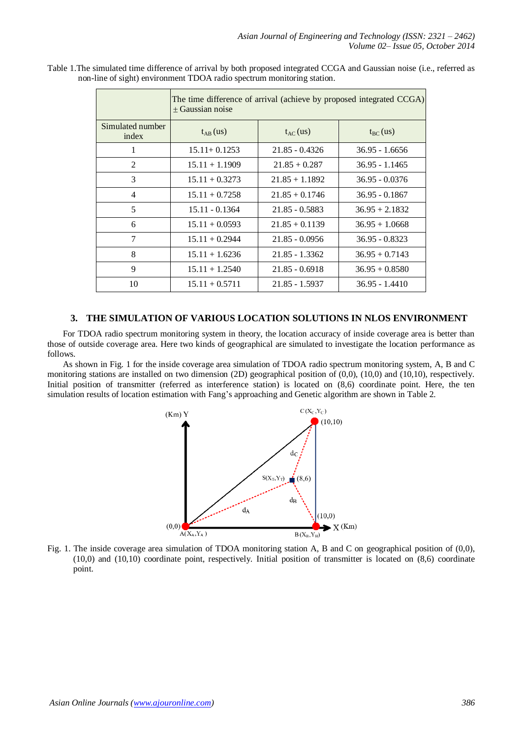Table 1.The simulated time difference of arrival by both proposed integrated CCGA and Gaussian noise (i.e., referred as non-line of sight) environment TDOA radio spectrum monitoring station.

| | The time difference of arrival (achieve by proposed integrated CCGA) ± Gaussian noise | | |
|---|---|---|---|
| Simulated number index | $t_{AB}$ (us) | $t_{AC}$ (us) | $t_{BC}$ (us) |
| 1 | 15.11+ 0.1253 | 21.85 - 0.4326 | 36.95 - 1.6656 |
| 2 | 15.11 + 1.1909 | 21.85 + 0.287 | 36.95 - 1.1465 |
| 3 | 15.11 + 0.3273 | 21.85 + 1.1892 | 36.95 - 0.0376 |
| 4 | 15.11 + 0.7258 | 21.85 + 0.1746 | 36.95 - 0.1867 |
| 5 | 15.11 - 0.1364 | 21.85 - 0.5883 | 36.95 + 2.1832 |
| 6 | 15.11 + 0.0593 | 21.85 + 0.1139 | 36.95 + 1.0668 |
| 7 | 15.11 + 0.2944 | 21.85 - 0.0956 | 36.95 - 0.8323 |
| 8 | 15.11 + 1.6236 | 21.85 - 1.3362 | 36.95 + 0.7143 |
| 9 | 15.11 + 1.2540 | 21.85 - 0.6918 | 36.95 + 0.8580 |
| 10 | 15.11 + 0.5711 | 21.85 - 1.5937 | 36.95 - 1.4410 |

## 3. THE SIMULATION OF VARIOUS LOCATION SOLUTIONS IN NLOS ENVIRONMENT

For TDOA radio spectrum monitoring system in theory, the location accuracy of inside coverage area is better than those of outside coverage area. Here two kinds of geographical are simulated to investigate the location performance as follows.

As shown in Fig. 1 for the inside coverage area simulation of TDOA radio spectrum monitoring system, A, B and C monitoring stations are installed on two dimension (2D) geographical position of (0,0), (10,0) and (10,10), respectively. Initial position of transmitter (referred as interference station) is located on (8,6) coordinate point. Here, the ten simulation results of location estimation with Fang's approaching and Genetic algorithm are shown in Table 2.

Fig. 1. The inside coverage area simulation of TDOA monitoring station A, B and C on geographical position of (0,0), (10,0) and (10,10) coordinate point, respectively. Initial position of transmitter is located on (8,6) coordinate point.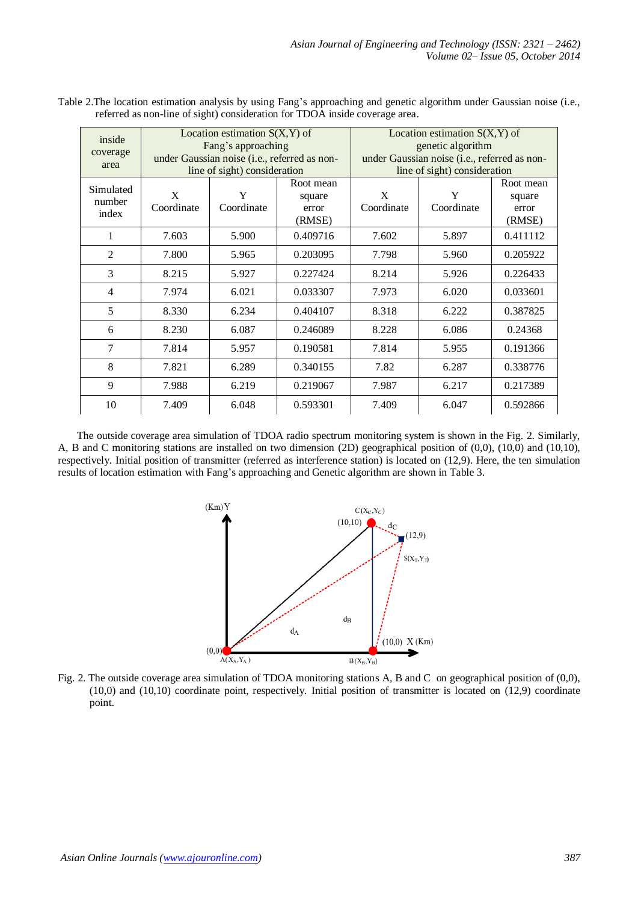Table 2.The location estimation analysis by using Fang's approaching and genetic algorithm under Gaussian noise (i.e., referred as non-line of sight) consideration for TDOA inside coverage area.

| inside coverage area | Location estimation S(X,Y) of Fang's approaching under Gaussian noise (i.e., referred as non-line of sight) consideration | | | Location estimation S(X,Y) of genetic algorithm under Gaussian noise (i.e., referred as non-line of sight) consideration | | |
|---|---|---|---|---|---|---|
| Simulated number index | X Coordinate | Y Coordinate | Root mean square error (RMSE) | X Coordinate | Y Coordinate | Root mean square error (RMSE) |
| 1 | 7.603 | 5.900 | 0.409716 | 7.602 | 5.897 | 0.411112 |
| 2 | 7.800 | 5.965 | 0.203095 | 7.798 | 5.960 | 0.205922 |
| 3 | 8.215 | 5.927 | 0.227424 | 8.214 | 5.926 | 0.226433 |
| 4 | 7.974 | 6.021 | 0.033307 | 7.973 | 6.020 | 0.033601 |
| 5 | 8.330 | 6.234 | 0.404107 | 8.318 | 6.222 | 0.387825 |
| 6 | 8.230 | 6.087 | 0.246089 | 8.228 | 6.086 | 0.24368 |
| 7 | 7.814 | 5.957 | 0.190581 | 7.814 | 5.955 | 0.191366 |
| 8 | 7.821 | 6.289 | 0.340155 | 7.82 | 6.287 | 0.338776 |
| 9 | 7.988 | 6.219 | 0.219067 | 7.987 | 6.217 | 0.217389 |
| 10 | 7.409 | 6.048 | 0.593301 | 7.409 | 6.047 | 0.592866 |

The outside coverage area simulation of TDOA radio spectrum monitoring system is shown in the Fig. 2. Similarly, A, B and C monitoring stations are installed on two dimension (2D) geographical position of (0,0), (10,0) and (10,10), respectively. Initial position of transmitter (referred as interference station) is located on (12,9). Here, the ten simulation results of location estimation with Fang's approaching and Genetic algorithm are shown in Table 3.

Fig. 2. The outside coverage area simulation of TDOA monitoring stations A, B and C on geographical position of (0,0), (10,0) and (10,10) coordinate point, respectively. Initial position of transmitter is located on (12,9) coordinate point.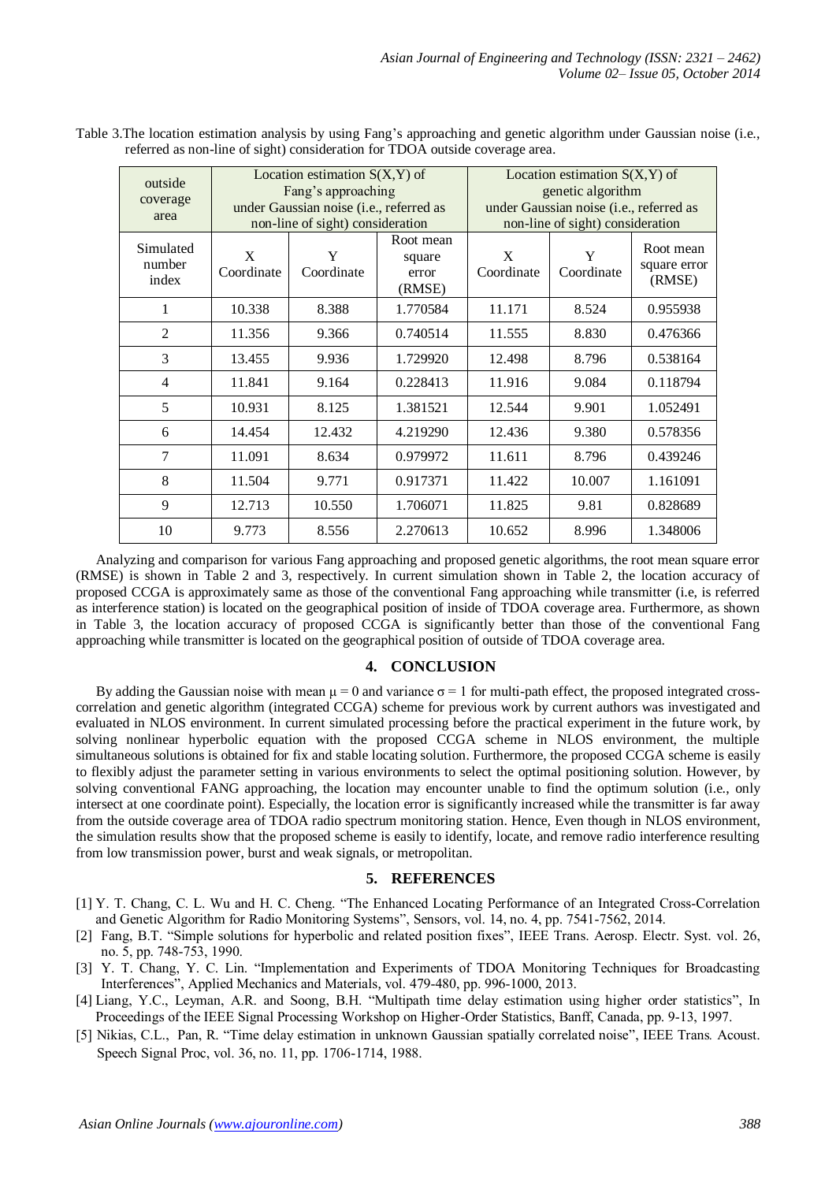Table 3.The location estimation analysis by using Fang's approaching and genetic algorithm under Gaussian noise (i.e., referred as non-line of sight) consideration for TDOA outside coverage area.

| outside coverage area | Location estimation S(X,Y) of Fang's approaching under Gaussian noise (i.e., referred as non-line of sight) consideration | | | Location estimation S(X,Y) of genetic algorithm under Gaussian noise (i.e., referred as non-line of sight) consideration | | |
|---|---|---|---|---|---|---|
| Simulated number index | X Coordinate | Y Coordinate | Root mean square error (RMSE) | X Coordinate | Y Coordinate | Root mean square error (RMSE) |
| 1 | 10.338 | 8.388 | 1.770584 | 11.171 | 8.524 | 0.955938 |
| 2 | 11.356 | 9.366 | 0.740514 | 11.555 | 8.830 | 0.476366 |
| 3 | 13.455 | 9.936 | 1.729920 | 12.498 | 8.796 | 0.538164 |
| 4 | 11.841 | 9.164 | 0.228413 | 11.916 | 9.084 | 0.118794 |
| 5 | 10.931 | 8.125 | 1.381521 | 12.544 | 9.901 | 1.052491 |
| 6 | 14.454 | 12.432 | 4.219290 | 12.436 | 9.380 | 0.578356 |
| 7 | 11.091 | 8.634 | 0.979972 | 11.611 | 8.796 | 0.439246 |
| 8 | 11.504 | 9.771 | 0.917371 | 11.422 | 10.007 | 1.161091 |
| 9 | 12.713 | 10.550 | 1.706071 | 11.825 | 9.81 | 0.828689 |
| 10 | 9.773 | 8.556 | 2.270613 | 10.652 | 8.996 | 1.348006 |

Analyzing and comparison for various Fang approaching and proposed genetic algorithms, the root mean square error (RMSE) is shown in Table 2 and 3, respectively. In current simulation shown in Table 2, the location accuracy of proposed CCGA is approximately same as those of the conventional Fang approaching while transmitter (i.e, is referred as interference station) is located on the geographical position of inside of TDOA coverage area. Furthermore, as shown in Table 3, the location accuracy of proposed CCGA is significantly better than those of the conventional Fang approaching while transmitter is located on the geographical position of outside of TDOA coverage area.

## 4. CONCLUSION

By adding the Gaussian noise with mean $\mu = 0$ and variance $\sigma = 1$ for multi-path effect, the proposed integrated cross-correlation and genetic algorithm (integrated CCGA) scheme for previous work by current authors was investigated and evaluated in NLOS environment. In current simulated processing before the practical experiment in the future work, by solving nonlinear hyperbolic equation with the proposed CCGA scheme in NLOS environment, the multiple simultaneous solutions is obtained for fix and stable locating solution. Furthermore, the proposed CCGA scheme is easily to flexibly adjust the parameter setting in various environments to select the optimal positioning solution. However, by solving conventional FANG approaching, the location may encounter unable to find the optimum solution (i.e., only intersect at one coordinate point). Especially, the location error is significantly increased while the transmitter is far away from the outside coverage area of TDOA radio spectrum monitoring station. Hence, Even though in NLOS environment, the simulation results show that the proposed scheme is easily to identify, locate, and remove radio interference resulting from low transmission power, burst and weak signals, or metropolitan.

## 5. REFERENCES

[1] Y. T. Chang, C. L. Wu and H. C. Cheng. "The Enhanced Locating Performance of an Integrated Cross-Correlation and Genetic Algorithm for Radio Monitoring Systems", Sensors, vol. 14, no. 4, pp. 7541-7562, 2014.

[2] Fang, B.T. "Simple solutions for hyperbolic and related position fixes", IEEE Trans. Aerosp. Electr. Syst. vol. 26, no. 5, pp. 748-753, 1990.

[3] Y. T. Chang, Y. C. Lin. "Implementation and Experiments of TDOA Monitoring Techniques for Broadcasting Interferences", Applied Mechanics and Materials, vol. 479-480, pp. 996-1000, 2013.

[4] Liang, Y.C., Leyman, A.R. and Soong, B.H. "Multipath time delay estimation using higher order statistics", In Proceedings of the IEEE Signal Processing Workshop on Higher-Order Statistics, Banff, Canada, pp. 9-13, 1997.

[5] Nikias, C.L., Pan, R. "Time delay estimation in unknown Gaussian spatially correlated noise", IEEE Trans. Acoust. Speech Signal Proc, vol. 36, no. 11, pp. 1706-1714, 1988.